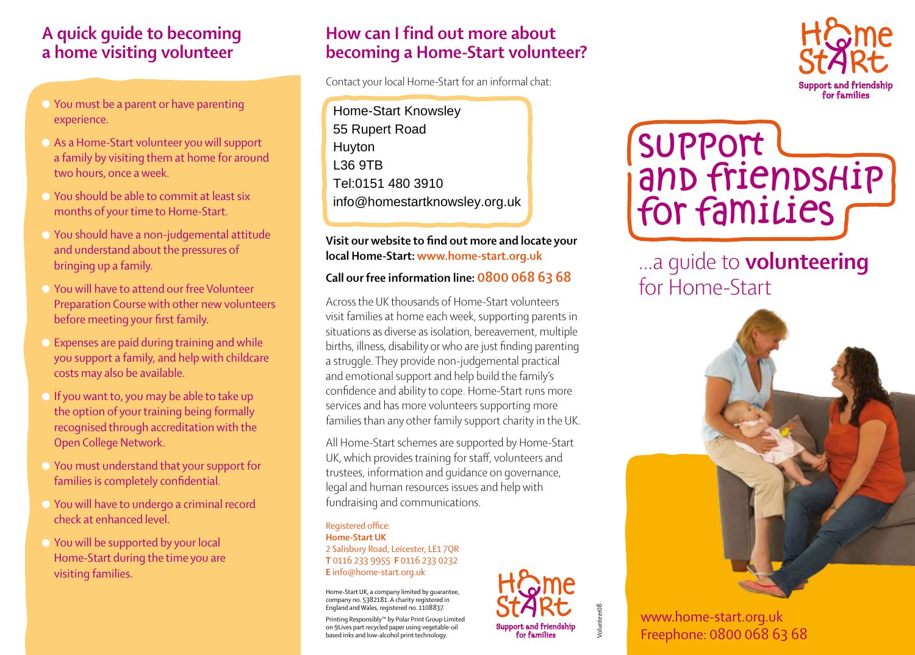## A quick guide to becoming a home visiting volunteer

- You must be a parent or have parenting experience.
- As a Home-Start volunteer you will support a family by visiting them at home for around two hours, once a week.
- You should be able to commit at least six months of your time to Home-Start.
- You should have a non-judgemental attitude and understand about the pressures of bringing up a family.
- You will have to attend our free Volunteer Preparation Course with other new volunteers before meeting your first family.
- Expenses are paid during training and while you support a family, and help with childcare costs may also be available.
- If you want to, you may be able to take up the option of your training being formally recognised through accreditation with the Open College Network.
- You must understand that your support for families is completely confidential.
- You will have to undergo a criminal record check at enhanced level.
- You will be supported by your local Home-Start during the time you are visiting families.

## How can I find out more about becoming a Home-Start volunteer?

Contact your local Home-Start for an informal chat:

Home-Start Knowsley
55 Rupert Road
Huyton
L36 9TB
Tel:0151 480 3910
info@homestartknowsley.org.uk

**Visit our website to find out more and locate your local Home-Start: www.home-start.org.uk**

**Call our free information line: 0800 068 63 68**

Across the UK thousands of Home-Start volunteers visit families at home each week, supporting parents in situations as diverse as isolation, bereavement, multiple births, illness, disability or who are just finding parenting a struggle. They provide non-judgemental practical and emotional support and help build the family's confidence and ability to cope. Home-Start runs more services and has more volunteers supporting more families than any other family support charity in the UK.

All Home-Start schemes are supported by Home-Start UK, which provides training for staff, volunteers and trustees, information and guidance on governance, legal and human resources issues and help with fundraising and communications.

Registered office:
**Home-Start UK**
2 Salisbury Road, Leicester, LE1 7QR
**T** 0116 233 9955 **F** 0116 233 0232
**E** info@home-start.org.uk

Home-Start UK, a company limited by guarantee, company no. 5382181. A charity registered in England and Wales, registered no. 1108837.

Printing Responsibly™ by Polar Print Group Limited on 9Lives part recycled paper using vegetable-oil based inks and low-alcohol print technology.

Home-Start
Support and friendship for families

Volunteer08

Home-Start
Support and friendship for families

# Support and friendship for families

...a guide to **volunteering** for Home-Start

www.home-start.org.uk
Freephone: 0800 068 63 68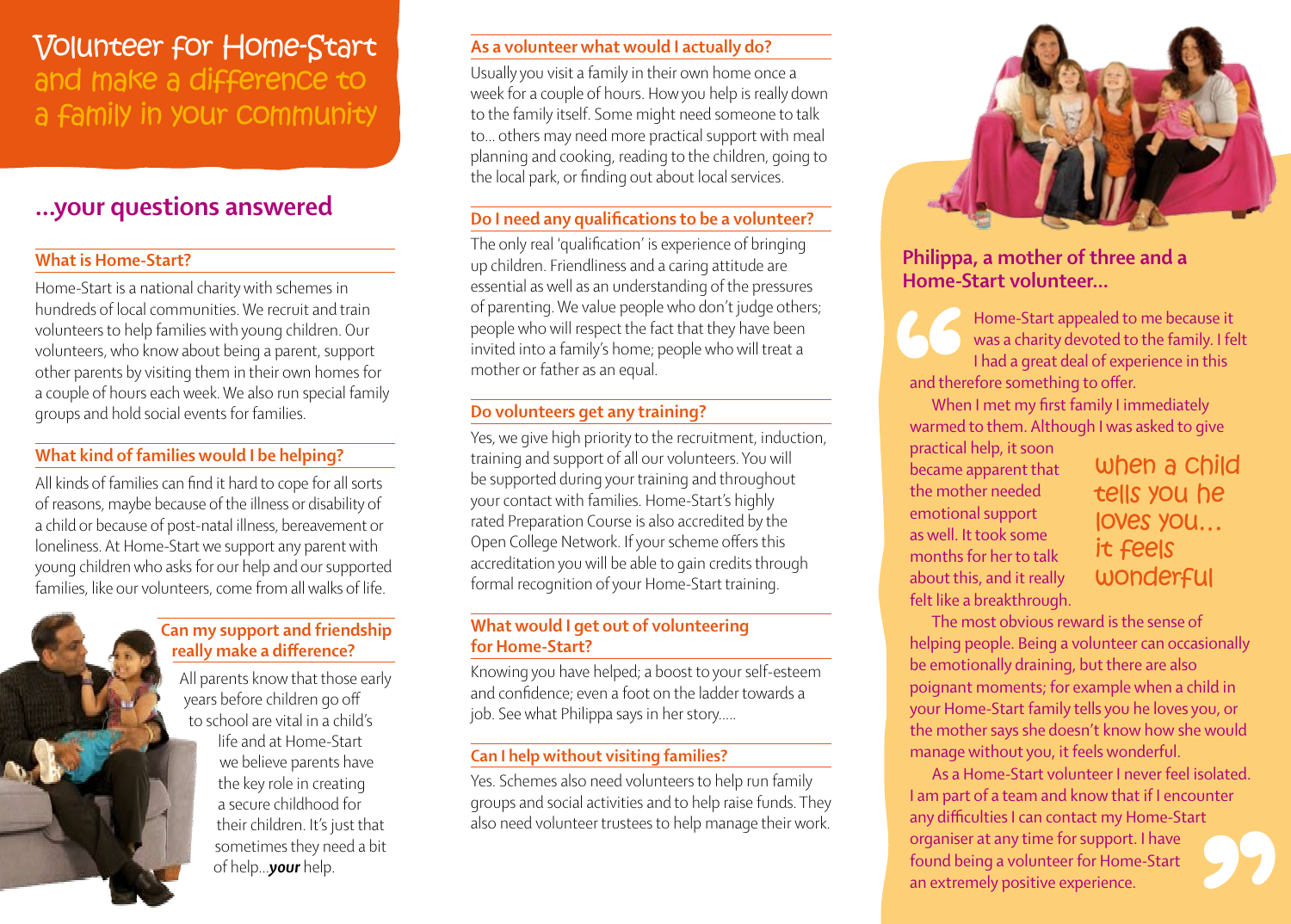# Volunteer for Home-Start and make a difference to a family in your community

## ...your questions answered

### What is Home-Start?

Home-Start is a national charity with schemes in hundreds of local communities. We recruit and train volunteers to help families with young children. Our volunteers, who know about being a parent, support other parents by visiting them in their own homes for a couple of hours each week. We also run special family groups and hold social events for families.

### What kind of families would I be helping?

All kinds of families can find it hard to cope for all sorts of reasons, maybe because of the illness or disability of a child or because of post-natal illness, bereavement or loneliness. At Home-Start we support any parent with young children who asks for our help and our supported families, like our volunteers, come from all walks of life.

### Can my support and friendship really make a difference?

All parents know that those early years before children go off to school are vital in a child's life and at Home-Start we believe parents have the key role in creating a secure childhood for their children. It's just that sometimes they need a bit of help...***your*** help.

### As a volunteer what would I actually do?

Usually you visit a family in their own home once a week for a couple of hours. How you help is really down to the family itself. Some might need someone to talk to... others may need more practical support with meal planning and cooking, reading to the children, going to the local park, or finding out about local services.

### Do I need any qualifications to be a volunteer?

The only real 'qualification' is experience of bringing up children. Friendliness and a caring attitude are essential as well as an understanding of the pressures of parenting. We value people who don't judge others; people who will respect the fact that they have been invited into a family's home; people who will treat a mother or father as an equal.

### Do volunteers get any training?

Yes, we give high priority to the recruitment, induction, training and support of all our volunteers. You will be supported during your training and throughout your contact with families. Home-Start's highly rated Preparation Course is also accredited by the Open College Network. If your scheme offers this accreditation you will be able to gain credits through formal recognition of your Home-Start training.

### What would I get out of volunteering for Home-Start?

Knowing you have helped; a boost to your self-esteem and confidence; even a foot on the ladder towards a job. See what Philippa says in her story.....

### Can I help without visiting families?

Yes. Schemes also need volunteers to help run family groups and social activities and to help raise funds. They also need volunteer trustees to help manage their work.

## Philippa, a mother of three and a Home-Start volunteer...

"Home-Start appealed to me because it was a charity devoted to the family. I felt I had a great deal of experience in this and therefore something to offer.

When I met my first family I immediately warmed to them. Although I was asked to give practical help, it soon became apparent that the mother needed emotional support as well. It took some months for her to talk about this, and it really felt like a breakthrough.

> when a child tells you he loves you… it feels wonderful

The most obvious reward is the sense of helping people. Being a volunteer can occasionally be emotionally draining, but there are also poignant moments; for example when a child in your Home-Start family tells you he loves you, or the mother says she doesn't know how she would manage without you, it feels wonderful.

As a Home-Start volunteer I never feel isolated. I am part of a team and know that if I encounter any difficulties I can contact my Home-Start organiser at any time for support. I have found being a volunteer for Home-Start an extremely positive experience."